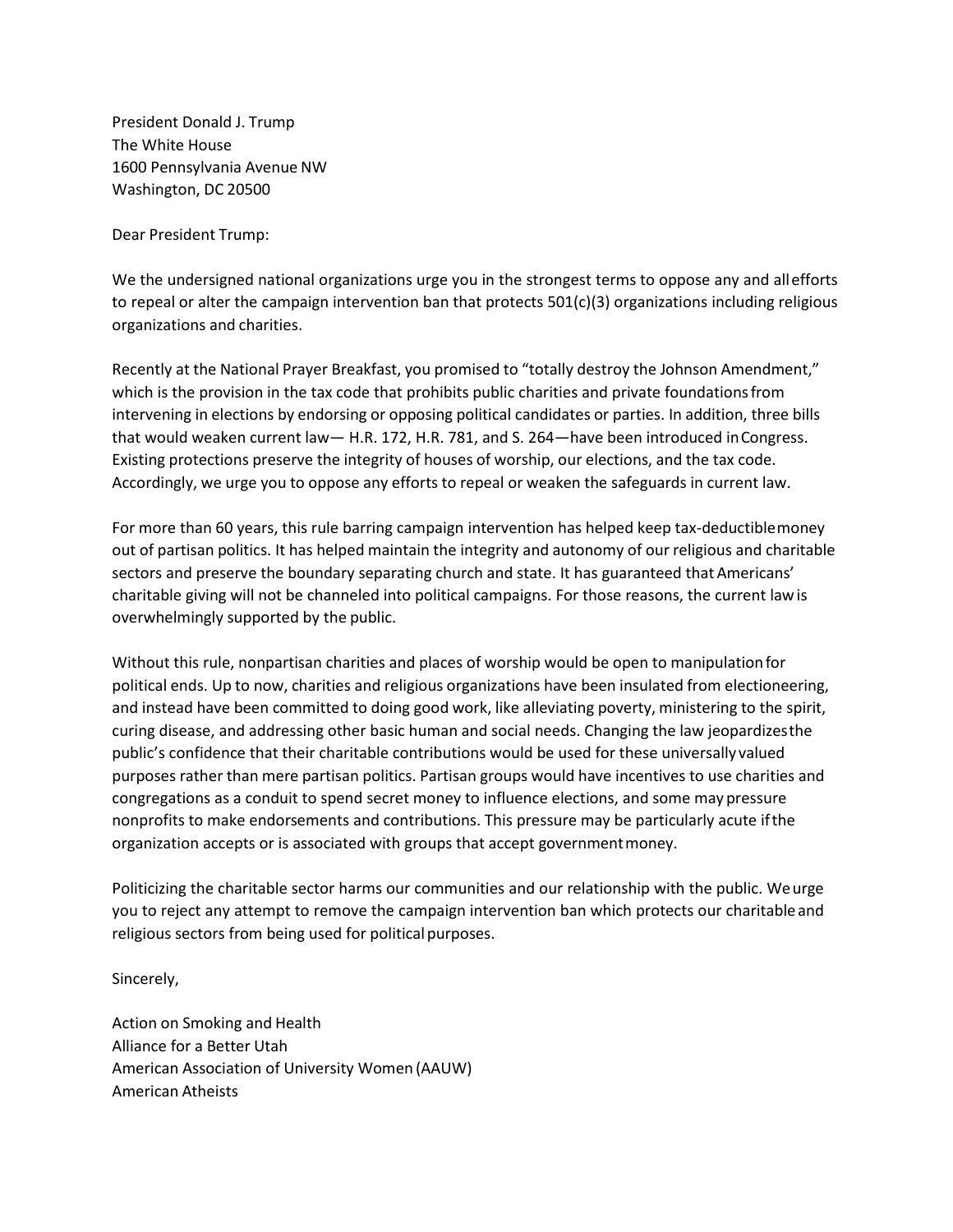President Donald J. Trump
The White House
1600 Pennsylvania Avenue NW
Washington, DC 20500

Dear President Trump:

We the undersigned national organizations urge you in the strongest terms to oppose any and all efforts to repeal or alter the campaign intervention ban that protects 501(c)(3) organizations including religious organizations and charities.

Recently at the National Prayer Breakfast, you promised to "totally destroy the Johnson Amendment," which is the provision in the tax code that prohibits public charities and private foundations from intervening in elections by endorsing or opposing political candidates or parties. In addition, three bills that would weaken current law— H.R. 172, H.R. 781, and S. 264—have been introduced in Congress. Existing protections preserve the integrity of houses of worship, our elections, and the tax code. Accordingly, we urge you to oppose any efforts to repeal or weaken the safeguards in current law.

For more than 60 years, this rule barring campaign intervention has helped keep tax-deductible money out of partisan politics. It has helped maintain the integrity and autonomy of our religious and charitable sectors and preserve the boundary separating church and state. It has guaranteed that Americans' charitable giving will not be channeled into political campaigns. For those reasons, the current law is overwhelmingly supported by the public.

Without this rule, nonpartisan charities and places of worship would be open to manipulation for political ends. Up to now, charities and religious organizations have been insulated from electioneering, and instead have been committed to doing good work, like alleviating poverty, ministering to the spirit, curing disease, and addressing other basic human and social needs. Changing the law jeopardizes the public's confidence that their charitable contributions would be used for these universally valued purposes rather than mere partisan politics. Partisan groups would have incentives to use charities and congregations as a conduit to spend secret money to influence elections, and some may pressure nonprofits to make endorsements and contributions. This pressure may be particularly acute if the organization accepts or is associated with groups that accept government money.

Politicizing the charitable sector harms our communities and our relationship with the public. We urge you to reject any attempt to remove the campaign intervention ban which protects our charitable and religious sectors from being used for political purposes.

Sincerely,

Action on Smoking and Health
Alliance for a Better Utah
American Association of University Women (AAUW)
American Atheists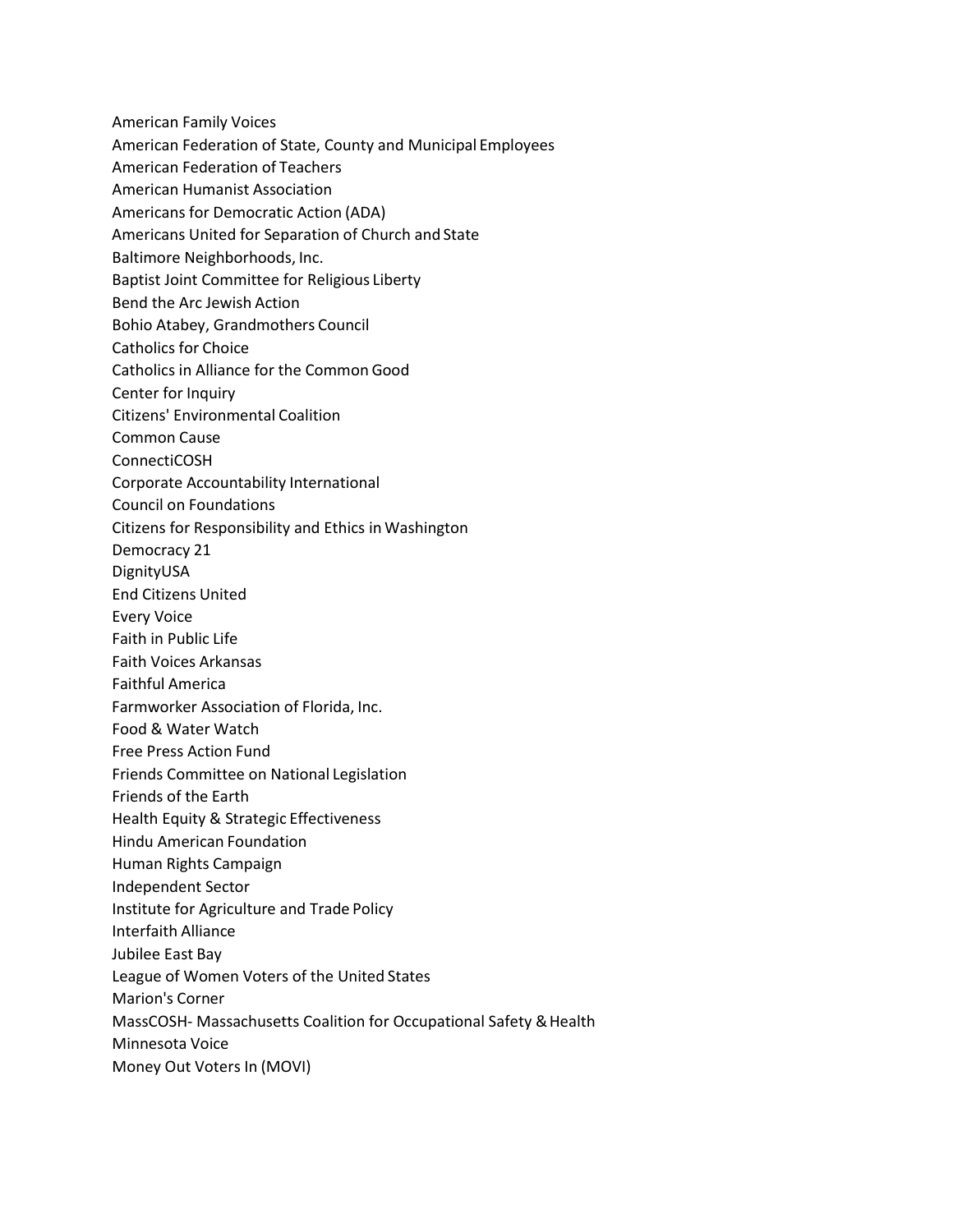American Family Voices
American Federation of State, County and Municipal Employees
American Federation of Teachers
American Humanist Association
Americans for Democratic Action (ADA)
Americans United for Separation of Church and State
Baltimore Neighborhoods, Inc.
Baptist Joint Committee for Religious Liberty
Bend the Arc Jewish Action
Bohio Atabey, Grandmothers Council
Catholics for Choice
Catholics in Alliance for the Common Good
Center for Inquiry
Citizens' Environmental Coalition
Common Cause
ConnectiCOSH
Corporate Accountability International
Council on Foundations
Citizens for Responsibility and Ethics in Washington
Democracy 21
DignityUSA
End Citizens United
Every Voice
Faith in Public Life
Faith Voices Arkansas
Faithful America
Farmworker Association of Florida, Inc.
Food & Water Watch
Free Press Action Fund
Friends Committee on National Legislation
Friends of the Earth
Health Equity & Strategic Effectiveness
Hindu American Foundation
Human Rights Campaign
Independent Sector
Institute for Agriculture and Trade Policy
Interfaith Alliance
Jubilee East Bay
League of Women Voters of the United States
Marion's Corner
MassCOSH- Massachusetts Coalition for Occupational Safety & Health
Minnesota Voice
Money Out Voters In (MOVI)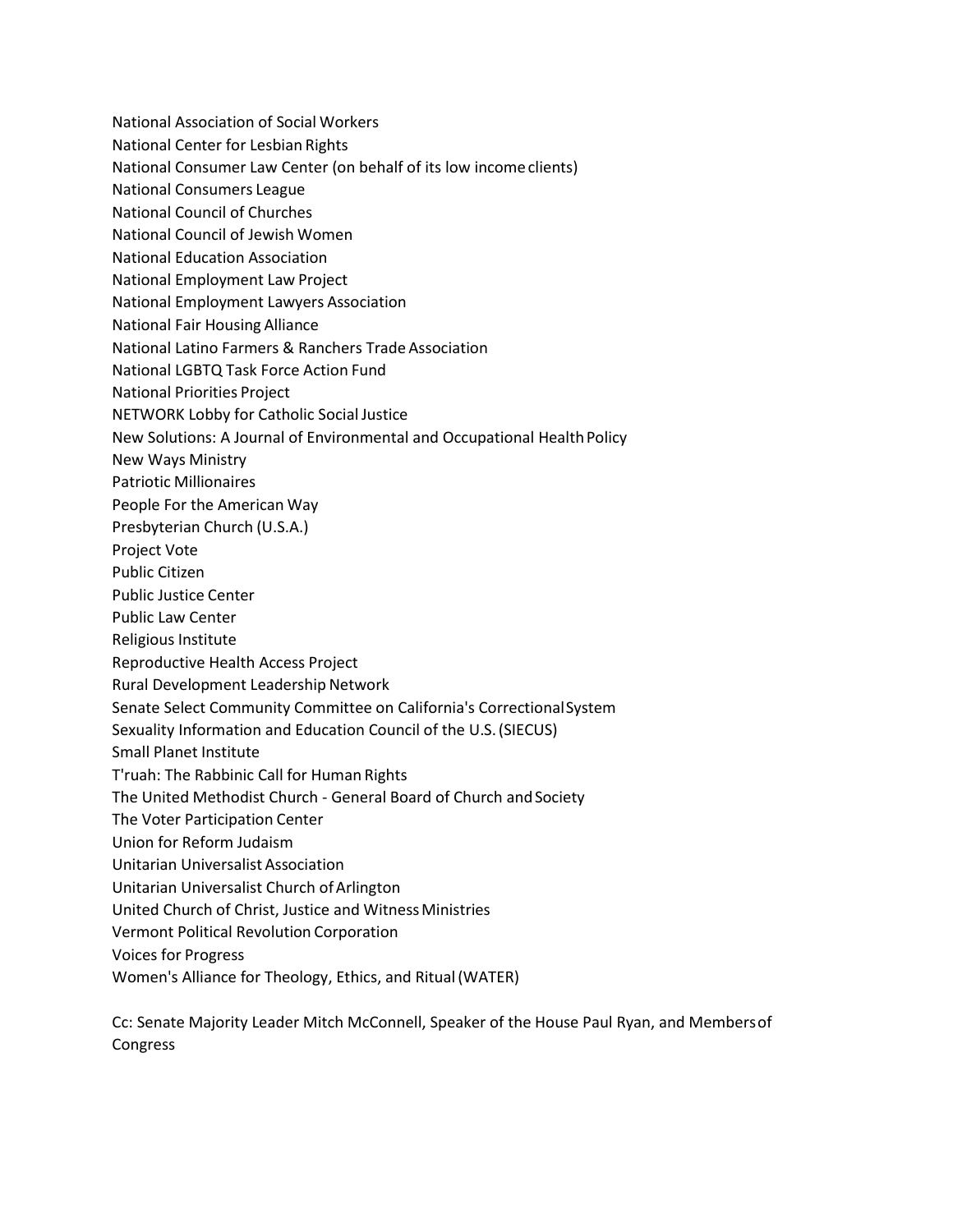National Association of Social Workers
National Center for Lesbian Rights
National Consumer Law Center (on behalf of its low income clients)
National Consumers League
National Council of Churches
National Council of Jewish Women
National Education Association
National Employment Law Project
National Employment Lawyers Association
National Fair Housing Alliance
National Latino Farmers & Ranchers Trade Association
National LGBTQ Task Force Action Fund
National Priorities Project
NETWORK Lobby for Catholic Social Justice
New Solutions: A Journal of Environmental and Occupational Health Policy
New Ways Ministry
Patriotic Millionaires
People For the American Way
Presbyterian Church (U.S.A.)
Project Vote
Public Citizen
Public Justice Center
Public Law Center
Religious Institute
Reproductive Health Access Project
Rural Development Leadership Network
Senate Select Community Committee on California's Correctional System
Sexuality Information and Education Council of the U.S. (SIECUS)
Small Planet Institute
T'ruah: The Rabbinic Call for Human Rights
The United Methodist Church - General Board of Church and Society
The Voter Participation Center
Union for Reform Judaism
Unitarian Universalist Association
Unitarian Universalist Church of Arlington
United Church of Christ, Justice and Witness Ministries
Vermont Political Revolution Corporation
Voices for Progress
Women's Alliance for Theology, Ethics, and Ritual (WATER)

Cc: Senate Majority Leader Mitch McConnell, Speaker of the House Paul Ryan, and Members of Congress